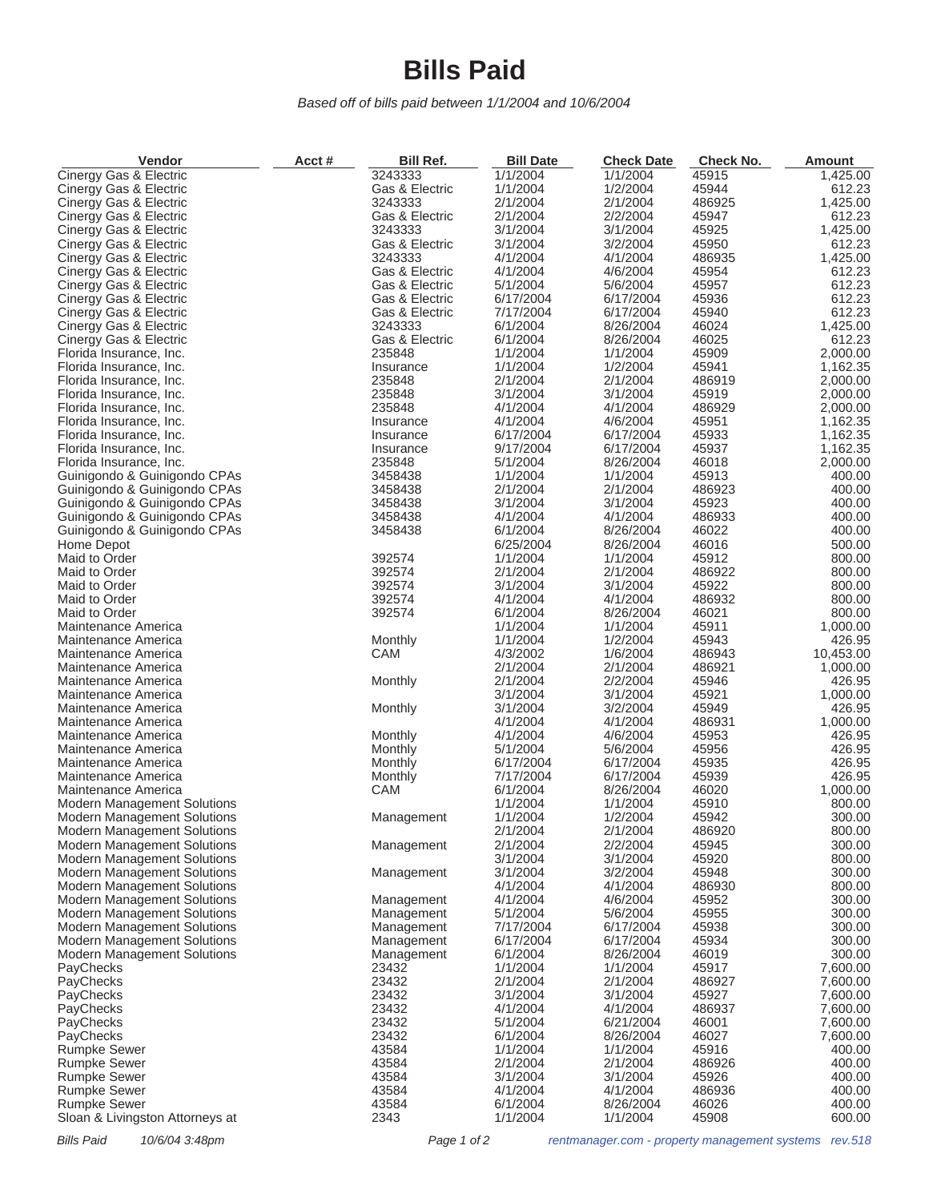# Bills Paid

*Based off of bills paid between 1/1/2004 and 10/6/2004*

| Vendor | Acct # | Bill Ref. | Bill Date | Check Date | Check No. | Amount |
|---|---|---|---|---|---|---|
| Cinergy Gas & Electric | | 3243333 | 1/1/2004 | 1/1/2004 | 45915 | 1,425.00 |
| Cinergy Gas & Electric | | Gas & Electric | 1/1/2004 | 1/2/2004 | 45944 | 612.23 |
| Cinergy Gas & Electric | | 3243333 | 2/1/2004 | 2/1/2004 | 486925 | 1,425.00 |
| Cinergy Gas & Electric | | Gas & Electric | 2/1/2004 | 2/2/2004 | 45947 | 612.23 |
| Cinergy Gas & Electric | | 3243333 | 3/1/2004 | 3/1/2004 | 45925 | 1,425.00 |
| Cinergy Gas & Electric | | Gas & Electric | 3/1/2004 | 3/2/2004 | 45950 | 612.23 |
| Cinergy Gas & Electric | | 3243333 | 4/1/2004 | 4/1/2004 | 486935 | 1,425.00 |
| Cinergy Gas & Electric | | Gas & Electric | 4/1/2004 | 4/6/2004 | 45954 | 612.23 |
| Cinergy Gas & Electric | | Gas & Electric | 5/1/2004 | 5/6/2004 | 45957 | 612.23 |
| Cinergy Gas & Electric | | Gas & Electric | 6/17/2004 | 6/17/2004 | 45936 | 612.23 |
| Cinergy Gas & Electric | | Gas & Electric | 7/17/2004 | 6/17/2004 | 45940 | 612.23 |
| Cinergy Gas & Electric | | 3243333 | 6/1/2004 | 8/26/2004 | 46024 | 1,425.00 |
| Cinergy Gas & Electric | | Gas & Electric | 6/1/2004 | 8/26/2004 | 46025 | 612.23 |
| Florida Insurance, Inc. | | 235848 | 1/1/2004 | 1/1/2004 | 45909 | 2,000.00 |
| Florida Insurance, Inc. | | Insurance | 1/1/2004 | 1/2/2004 | 45941 | 1,162.35 |
| Florida Insurance, Inc. | | 235848 | 2/1/2004 | 2/1/2004 | 486919 | 2,000.00 |
| Florida Insurance, Inc. | | 235848 | 3/1/2004 | 3/1/2004 | 45919 | 2,000.00 |
| Florida Insurance, Inc. | | 235848 | 4/1/2004 | 4/1/2004 | 486929 | 2,000.00 |
| Florida Insurance, Inc. | | Insurance | 4/1/2004 | 4/6/2004 | 45951 | 1,162.35 |
| Florida Insurance, Inc. | | Insurance | 6/17/2004 | 6/17/2004 | 45933 | 1,162.35 |
| Florida Insurance, Inc. | | Insurance | 9/17/2004 | 6/17/2004 | 45937 | 1,162.35 |
| Florida Insurance, Inc. | | 235848 | 5/1/2004 | 8/26/2004 | 46018 | 2,000.00 |
| Guinigondo & Guinigondo CPAs | | 3458438 | 1/1/2004 | 1/1/2004 | 45913 | 400.00 |
| Guinigondo & Guinigondo CPAs | | 3458438 | 2/1/2004 | 2/1/2004 | 486923 | 400.00 |
| Guinigondo & Guinigondo CPAs | | 3458438 | 3/1/2004 | 3/1/2004 | 45923 | 400.00 |
| Guinigondo & Guinigondo CPAs | | 3458438 | 4/1/2004 | 4/1/2004 | 486933 | 400.00 |
| Guinigondo & Guinigondo CPAs | | 3458438 | 6/1/2004 | 8/26/2004 | 46022 | 400.00 |
| Home Depot | | | 6/25/2004 | 8/26/2004 | 46016 | 500.00 |
| Maid to Order | | 392574 | 1/1/2004 | 1/1/2004 | 45912 | 800.00 |
| Maid to Order | | 392574 | 2/1/2004 | 2/1/2004 | 486922 | 800.00 |
| Maid to Order | | 392574 | 3/1/2004 | 3/1/2004 | 45922 | 800.00 |
| Maid to Order | | 392574 | 4/1/2004 | 4/1/2004 | 486932 | 800.00 |
| Maid to Order | | 392574 | 6/1/2004 | 8/26/2004 | 46021 | 800.00 |
| Maintenance America | | | 1/1/2004 | 1/1/2004 | 45911 | 1,000.00 |
| Maintenance America | | Monthly | 1/1/2004 | 1/2/2004 | 45943 | 426.95 |
| Maintenance America | | CAM | 4/3/2002 | 1/6/2004 | 486943 | 10,453.00 |
| Maintenance America | | | 2/1/2004 | 2/1/2004 | 486921 | 1,000.00 |
| Maintenance America | | Monthly | 2/1/2004 | 2/2/2004 | 45946 | 426.95 |
| Maintenance America | | | 3/1/2004 | 3/1/2004 | 45921 | 1,000.00 |
| Maintenance America | | Monthly | 3/1/2004 | 3/2/2004 | 45949 | 426.95 |
| Maintenance America | | | 4/1/2004 | 4/1/2004 | 486931 | 1,000.00 |
| Maintenance America | | Monthly | 4/1/2004 | 4/6/2004 | 45953 | 426.95 |
| Maintenance America | | Monthly | 5/1/2004 | 5/6/2004 | 45956 | 426.95 |
| Maintenance America | | Monthly | 6/17/2004 | 6/17/2004 | 45935 | 426.95 |
| Maintenance America | | Monthly | 7/17/2004 | 6/17/2004 | 45939 | 426.95 |
| Maintenance America | | CAM | 6/1/2004 | 8/26/2004 | 46020 | 1,000.00 |
| Modern Management Solutions | | | 1/1/2004 | 1/1/2004 | 45910 | 800.00 |
| Modern Management Solutions | | Management | 1/1/2004 | 1/2/2004 | 45942 | 300.00 |
| Modern Management Solutions | | | 2/1/2004 | 2/1/2004 | 486920 | 800.00 |
| Modern Management Solutions | | Management | 2/1/2004 | 2/2/2004 | 45945 | 300.00 |
| Modern Management Solutions | | | 3/1/2004 | 3/1/2004 | 45920 | 800.00 |
| Modern Management Solutions | | Management | 3/1/2004 | 3/2/2004 | 45948 | 300.00 |
| Modern Management Solutions | | | 4/1/2004 | 4/1/2004 | 486930 | 800.00 |
| Modern Management Solutions | | Management | 4/1/2004 | 4/6/2004 | 45952 | 300.00 |
| Modern Management Solutions | | Management | 5/1/2004 | 5/6/2004 | 45955 | 300.00 |
| Modern Management Solutions | | Management | 7/17/2004 | 6/17/2004 | 45938 | 300.00 |
| Modern Management Solutions | | Management | 6/17/2004 | 6/17/2004 | 45934 | 300.00 |
| Modern Management Solutions | | Management | 6/1/2004 | 8/26/2004 | 46019 | 300.00 |
| PayChecks | | 23432 | 1/1/2004 | 1/1/2004 | 45917 | 7,600.00 |
| PayChecks | | 23432 | 2/1/2004 | 2/1/2004 | 486927 | 7,600.00 |
| PayChecks | | 23432 | 3/1/2004 | 3/1/2004 | 45927 | 7,600.00 |
| PayChecks | | 23432 | 4/1/2004 | 4/1/2004 | 486937 | 7,600.00 |
| PayChecks | | 23432 | 5/1/2004 | 6/21/2004 | 46001 | 7,600.00 |
| PayChecks | | 23432 | 6/1/2004 | 8/26/2004 | 46027 | 7,600.00 |
| Rumpke Sewer | | 43584 | 1/1/2004 | 1/1/2004 | 45916 | 400.00 |
| Rumpke Sewer | | 43584 | 2/1/2004 | 2/1/2004 | 486926 | 400.00 |
| Rumpke Sewer | | 43584 | 3/1/2004 | 3/1/2004 | 45926 | 400.00 |
| Rumpke Sewer | | 43584 | 4/1/2004 | 4/1/2004 | 486936 | 400.00 |
| Rumpke Sewer | | 43584 | 6/1/2004 | 8/26/2004 | 46026 | 400.00 |
| Sloan & Livingston Attorneys at | | 2343 | 1/1/2004 | 1/1/2004 | 45908 | 600.00 |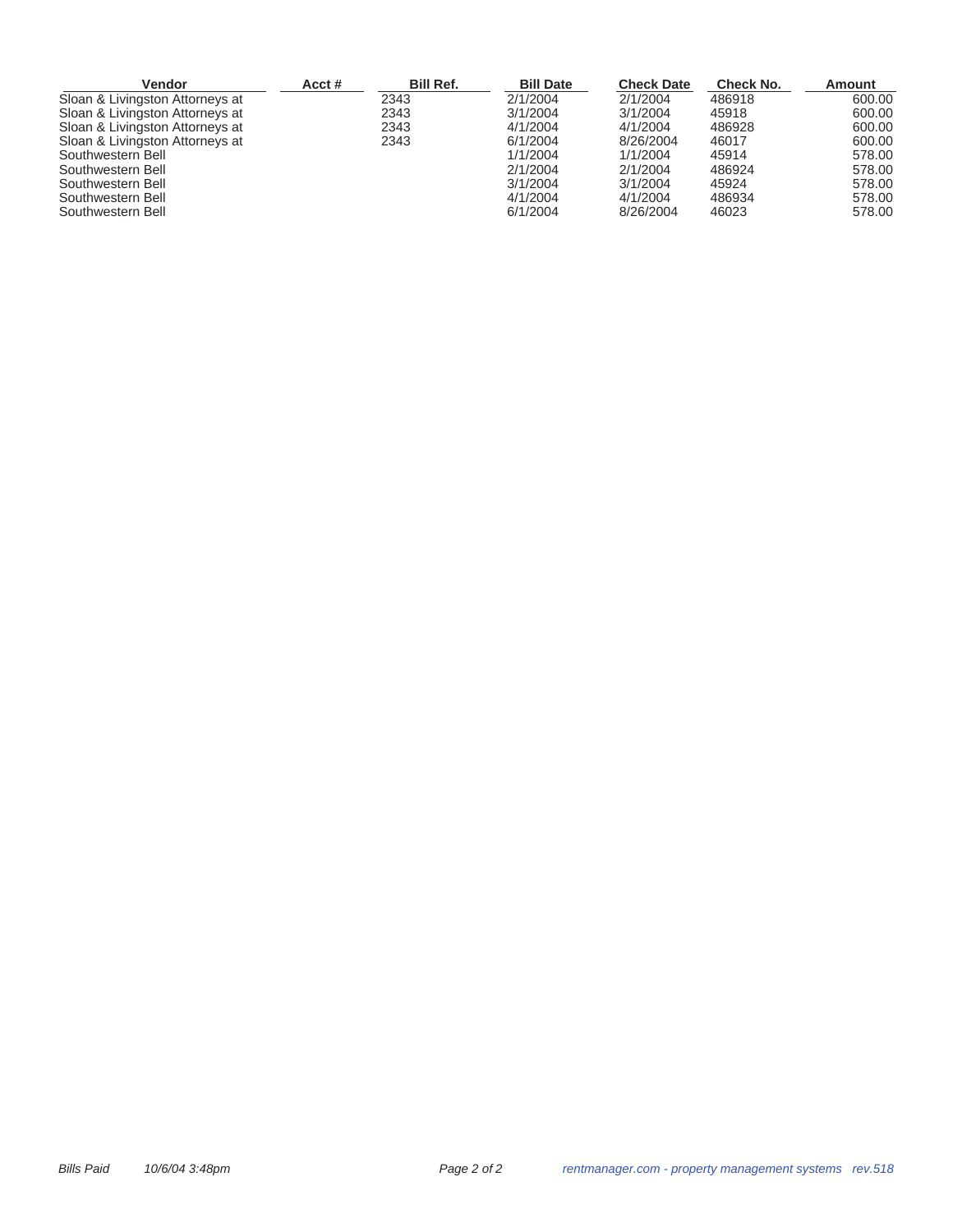| Vendor | Acct # | Bill Ref. | Bill Date | Check Date | Check No. | Amount |
|---|---|---|---|---|---|---|
| Sloan & Livingston Attorneys at | | 2343 | 2/1/2004 | 2/1/2004 | 486918 | 600.00 |
| Sloan & Livingston Attorneys at | | 2343 | 3/1/2004 | 3/1/2004 | 45918 | 600.00 |
| Sloan & Livingston Attorneys at | | 2343 | 4/1/2004 | 4/1/2004 | 486928 | 600.00 |
| Sloan & Livingston Attorneys at | | 2343 | 6/1/2004 | 8/26/2004 | 46017 | 600.00 |
| Southwestern Bell | | | 1/1/2004 | 1/1/2004 | 45914 | 578.00 |
| Southwestern Bell | | | 2/1/2004 | 2/1/2004 | 486924 | 578.00 |
| Southwestern Bell | | | 3/1/2004 | 3/1/2004 | 45924 | 578.00 |
| Southwestern Bell | | | 4/1/2004 | 4/1/2004 | 486934 | 578.00 |
| Southwestern Bell | | | 6/1/2004 | 8/26/2004 | 46023 | 578.00 |